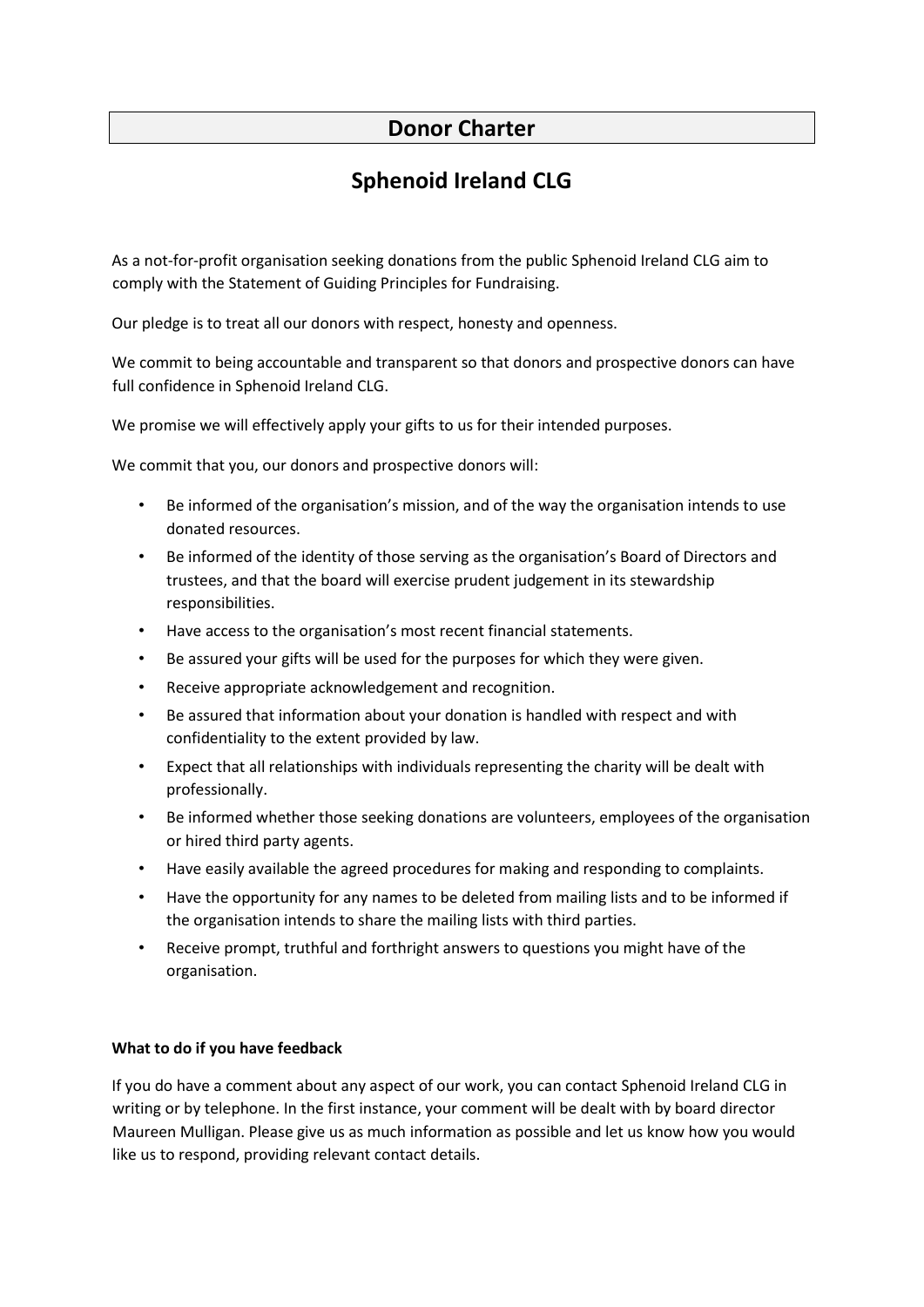# Donor Charter

## Sphenoid Ireland CLG

As a not-for-profit organisation seeking donations from the public Sphenoid Ireland CLG aim to comply with the Statement of Guiding Principles for Fundraising.

Our pledge is to treat all our donors with respect, honesty and openness.

We commit to being accountable and transparent so that donors and prospective donors can have full confidence in Sphenoid Ireland CLG.

We promise we will effectively apply your gifts to us for their intended purposes.

We commit that you, our donors and prospective donors will:

- Be informed of the organisation's mission, and of the way the organisation intends to use donated resources.
- Be informed of the identity of those serving as the organisation's Board of Directors and trustees, and that the board will exercise prudent judgement in its stewardship responsibilities.
- Have access to the organisation's most recent financial statements.
- Be assured your gifts will be used for the purposes for which they were given.
- Receive appropriate acknowledgement and recognition.
- Be assured that information about your donation is handled with respect and with confidentiality to the extent provided by law.
- Expect that all relationships with individuals representing the charity will be dealt with professionally.
- Be informed whether those seeking donations are volunteers, employees of the organisation or hired third party agents.
- Have easily available the agreed procedures for making and responding to complaints.
- Have the opportunity for any names to be deleted from mailing lists and to be informed if the organisation intends to share the mailing lists with third parties.
- Receive prompt, truthful and forthright answers to questions you might have of the organisation.

**What to do if you have feedback**

If you do have a comment about any aspect of our work, you can contact Sphenoid Ireland CLG in writing or by telephone. In the first instance, your comment will be dealt with by board director Maureen Mulligan. Please give us as much information as possible and let us know how you would like us to respond, providing relevant contact details.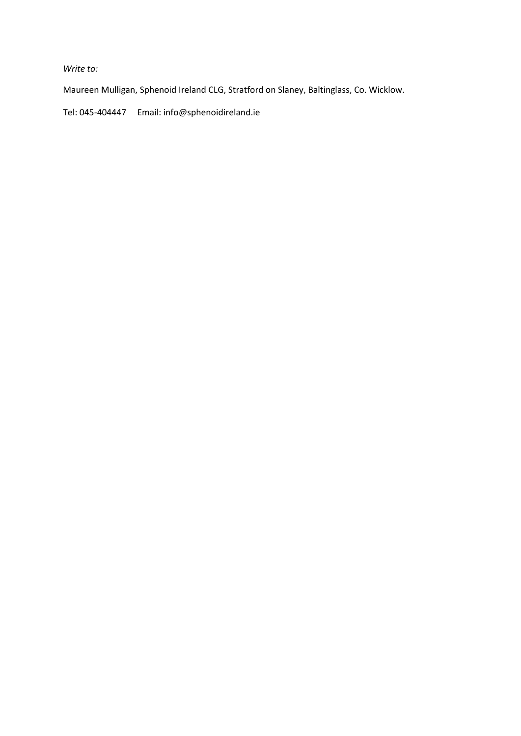*Write to:*

Maureen Mulligan, Sphenoid Ireland CLG, Stratford on Slaney, Baltinglass, Co. Wicklow.

Tel: 045-404447 Email: info@sphenoidireland.ie